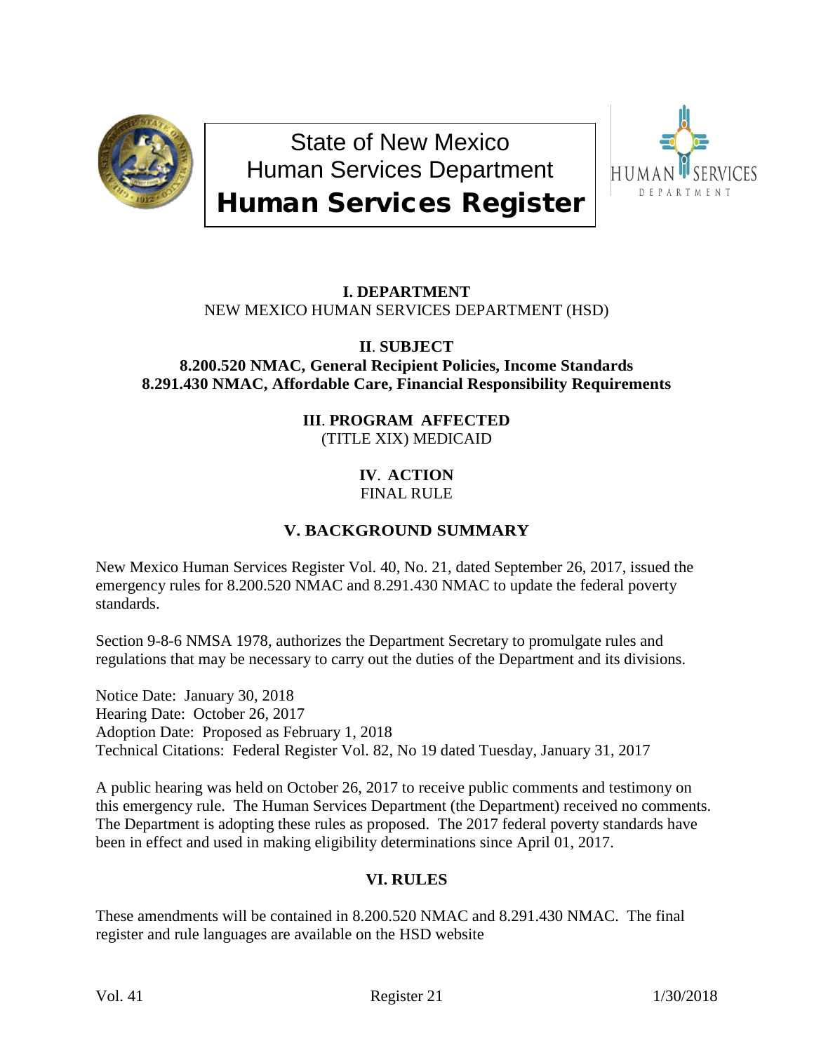# State of New Mexico
# Human Services Department
# Human Services Register

**I. DEPARTMENT**
NEW MEXICO HUMAN SERVICES DEPARTMENT (HSD)

**II. SUBJECT**
**8.200.520 NMAC, General Recipient Policies, Income Standards**
**8.291.430 NMAC, Affordable Care, Financial Responsibility Requirements**

**III. PROGRAM AFFECTED**
(TITLE XIX) MEDICAID

**IV. ACTION**
FINAL RULE

## V. BACKGROUND SUMMARY

New Mexico Human Services Register Vol. 40, No. 21, dated September 26, 2017, issued the emergency rules for 8.200.520 NMAC and 8.291.430 NMAC to update the federal poverty standards.

Section 9-8-6 NMSA 1978, authorizes the Department Secretary to promulgate rules and regulations that may be necessary to carry out the duties of the Department and its divisions.

Notice Date: January 30, 2018
Hearing Date: October 26, 2017
Adoption Date: Proposed as February 1, 2018
Technical Citations: Federal Register Vol. 82, No 19 dated Tuesday, January 31, 2017

A public hearing was held on October 26, 2017 to receive public comments and testimony on this emergency rule. The Human Services Department (the Department) received no comments. The Department is adopting these rules as proposed. The 2017 federal poverty standards have been in effect and used in making eligibility determinations since April 01, 2017.

## VI. RULES

These amendments will be contained in 8.200.520 NMAC and 8.291.430 NMAC. The final register and rule languages are available on the HSD website

Vol. 41 Register 21 1/30/2018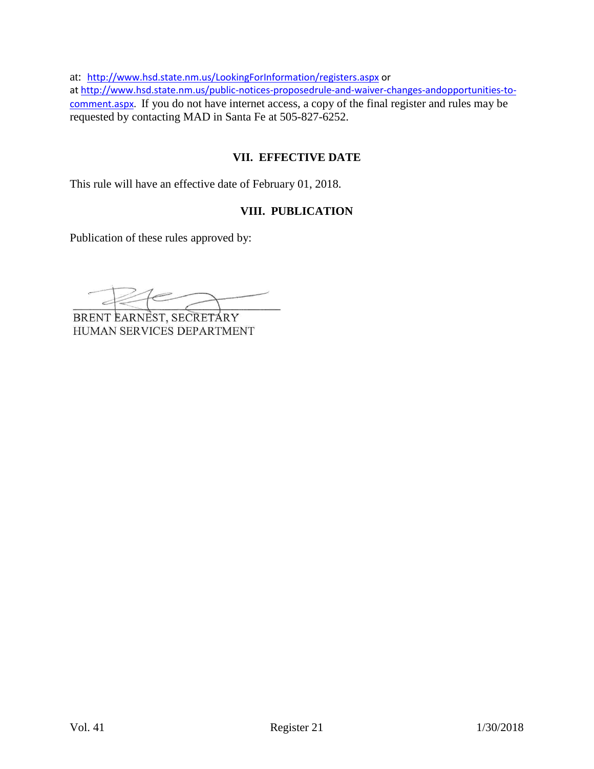at: http://www.hsd.state.nm.us/LookingForInformation/registers.aspx or at http://www.hsd.state.nm.us/public-notices-proposedrule-and-waiver-changes-andopportunities-to-comment.aspx. If you do not have internet access, a copy of the final register and rules may be requested by contacting MAD in Santa Fe at 505-827-6252.

## VII. EFFECTIVE DATE

This rule will have an effective date of February 01, 2018.

## VIII. PUBLICATION

Publication of these rules approved by:

BRENT EARNEST, SECRETARY
HUMAN SERVICES DEPARTMENT